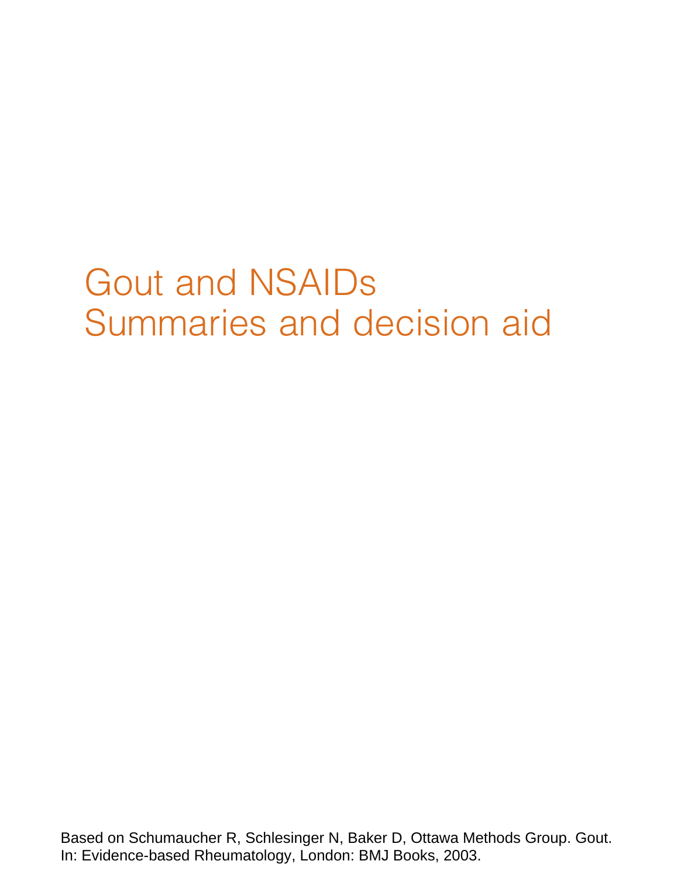# Gout and NSAIDs
# Summaries and decision aid

Based on Schumaucher R, Schlesinger N, Baker D, Ottawa Methods Group. Gout. In: Evidence-based Rheumatology, London: BMJ Books, 2003.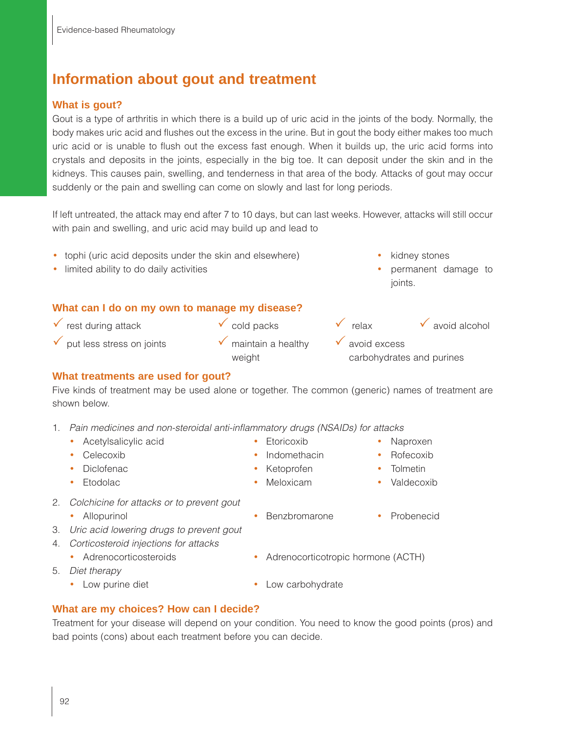# Information about gout and treatment

## What is gout?

Gout is a type of arthritis in which there is a build up of uric acid in the joints of the body. Normally, the body makes uric acid and flushes out the excess in the urine. But in gout the body either makes too much uric acid or is unable to flush out the excess fast enough. When it builds up, the uric acid forms into crystals and deposits in the joints, especially in the big toe. It can deposit under the skin and in the kidneys. This causes pain, swelling, and tenderness in that area of the body. Attacks of gout may occur suddenly or the pain and swelling can come on slowly and last for long periods.

If left untreated, the attack may end after 7 to 10 days, but can last weeks. However, attacks will still occur with pain and swelling, and uric acid may build up and lead to

- tophi (uric acid deposits under the skin and elsewhere)
- limited ability to do daily activities
- kidney stones
- permanent damage to joints.

## What can I do on my own to manage my disease?

- ✓ rest during attack
- ✓ put less stress on joints
- ✓ cold packs
- ✓ maintain a healthy weight
- ✓ relax
- ✓ avoid excess carbohydrates and purines
- ✓ avoid alcohol

## What treatments are used for gout?

Five kinds of treatment may be used alone or together. The common (generic) names of treatment are shown below.

1. *Pain medicines and non-steroidal anti-inflammatory drugs (NSAIDs) for attacks*
   - Acetylsalicylic acid
   - Celecoxib
   - Diclofenac
   - Etodolac
   - Etoricoxib
   - Indomethacin
   - Ketoprofen
   - Meloxicam
   - Naproxen
   - Rofecoxib
   - Tolmetin
   - Valdecoxib
2. *Colchicine for attacks or to prevent gout*
   - Allopurinol
   - Benzbromarone
   - Probenecid
3. *Uric acid lowering drugs to prevent gout*
4. *Corticosteroid injections for attacks*
   - Adrenocorticosteroids
   - Adrenocorticotropic hormone (ACTH)
5. *Diet therapy*
   - Low purine diet
   - Low carbohydrate

## What are my choices? How can I decide?

Treatment for your disease will depend on your condition. You need to know the good points (pros) and bad points (cons) about each treatment before you can decide.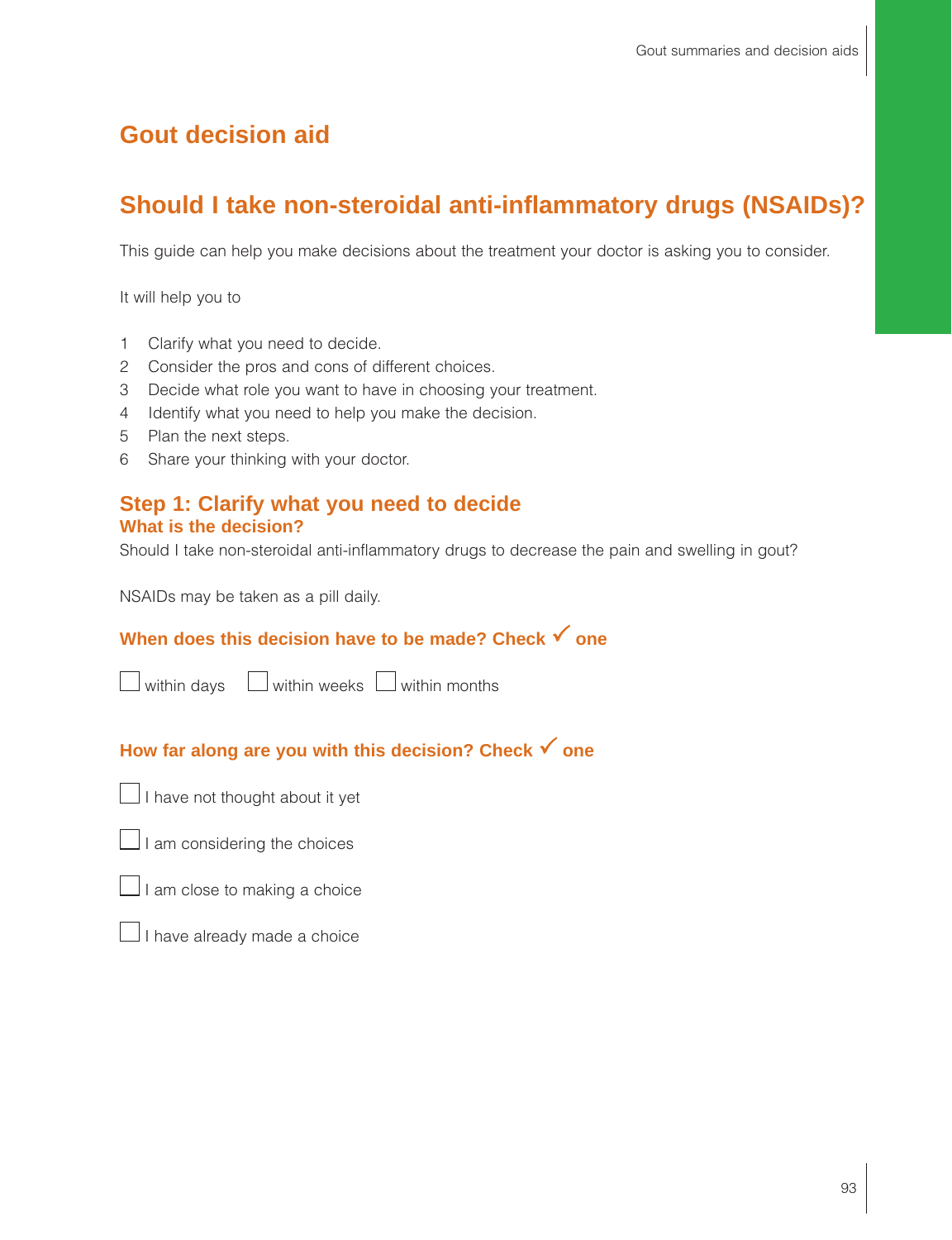# Gout decision aid

## Should I take non-steroidal anti-inflammatory drugs (NSAIDs)?

This guide can help you make decisions about the treatment your doctor is asking you to consider.

It will help you to

1. Clarify what you need to decide.
2. Consider the pros and cons of different choices.
3. Decide what role you want to have in choosing your treatment.
4. Identify what you need to help you make the decision.
5. Plan the next steps.
6. Share your thinking with your doctor.

### Step 1: Clarify what you need to decide

#### What is the decision?

Should I take non-steroidal anti-inflammatory drugs to decrease the pain and swelling in gout?

NSAIDs may be taken as a pill daily.

#### When does this decision have to be made? Check ✓ one

☐ within days ☐ within weeks ☐ within months

#### How far along are you with this decision? Check ✓ one

☐ I have not thought about it yet

☐ I am considering the choices

☐ I am close to making a choice

☐ I have already made a choice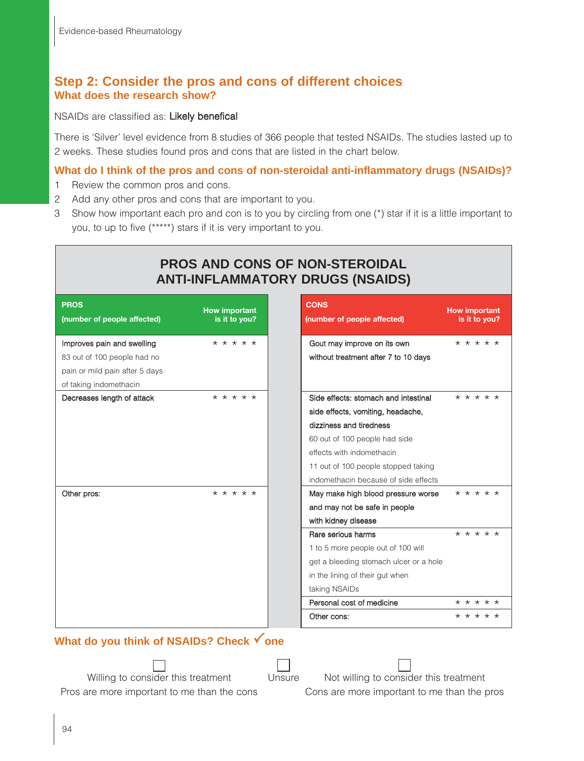## Step 2: Consider the pros and cons of different choices

### What does the research show?

NSAIDs are classified as: **Likely benefical**

There is 'Silver' level evidence from 8 studies of 366 people that tested NSAIDs. The studies lasted up to 2 weeks. These studies found pros and cons that are listed in the chart below.

### What do I think of the pros and cons of non-steroidal anti-inflammatory drugs (NSAIDs)?

1. Review the common pros and cons.
2. Add any other pros and cons that are important to you.
3. Show how important each pro and con is to you by circling from one (*) star if it is a little important to you, to up to five (*****) stars if it is very important to you.

**PROS AND CONS OF NON-STEROIDAL ANTI-INFLAMMATORY DRUGS (NSAIDS)**

| PROS (number of people affected) | How important is it to you? | CONS (number of people affected) | How important is it to you? |
|---|---|---|---|
| **Improves pain and swelling** 83 out of 100 people had no pain or mild pain after 5 days of taking indomethacin | * * * * * | **Gout may improve on its own without treatment after 7 to 10 days** | * * * * * |
| **Decreases length of attack** | * * * * * | **Side effects: stomach and intestinal side effects, vomiting, headache, dizziness and tiredness** 60 out of 100 people had side effects with indomethacin 11 out of 100 people stopped taking indomethacin because of side effects | * * * * * |
| **Other pros:** | * * * * * | **May make high blood pressure worse and may not be safe in people with kidney disease** | * * * * * |
| | | **Rare serious harms** 1 to 5 more people out of 100 will get a bleeding stomach ulcer or a hole in the lining of their gut when taking NSAIDs | * * * * * |
| | | **Personal cost of medicine** | * * * * * |
| | | **Other cons:** | * * * * * |

### What do you think of NSAIDs? Check ✓ one

☐ Willing to consider this treatment — Pros are more important to me than the cons

☐ Unsure

☐ Not willing to consider this treatment — Cons are more important to me than the pros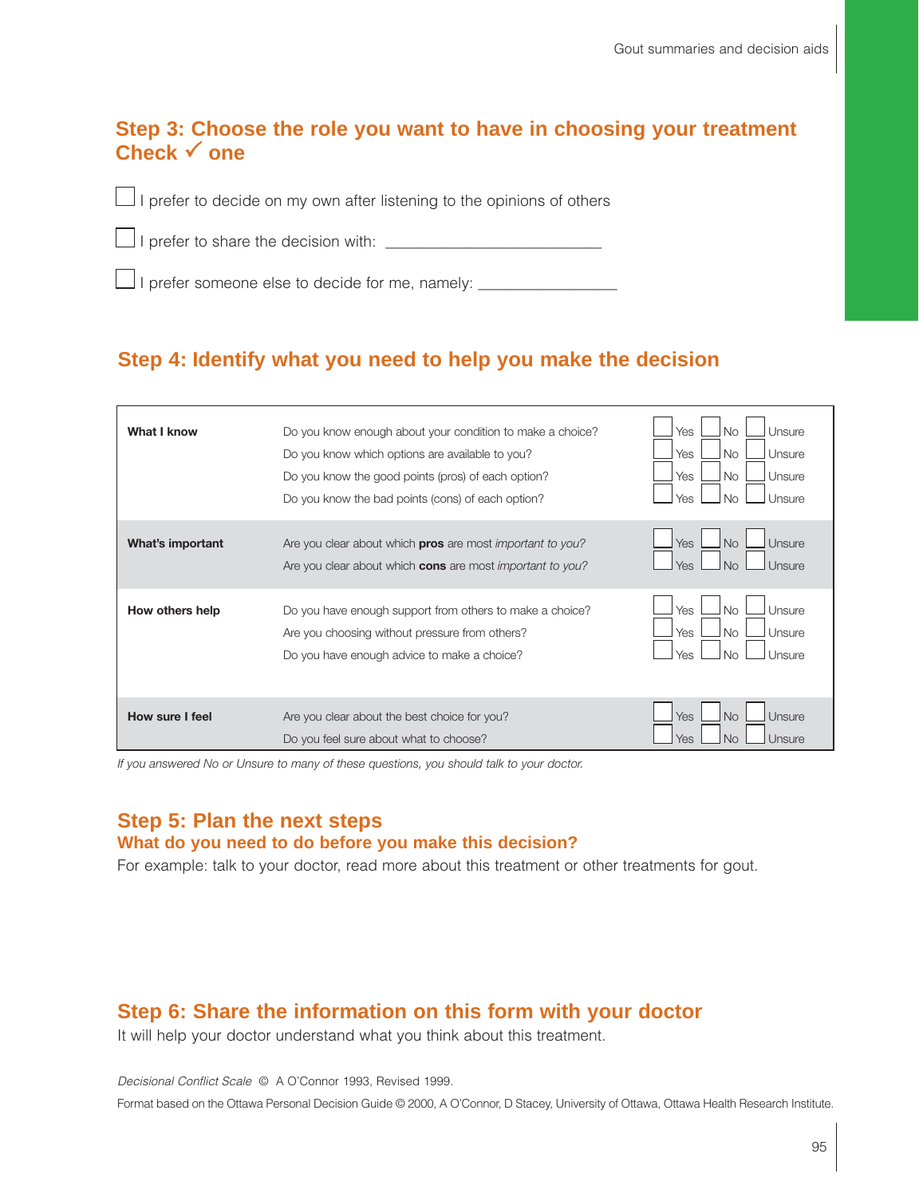## Step 3: Choose the role you want to have in choosing your treatment Check ✓ one

☐ I prefer to decide on my own after listening to the opinions of others

☐ I prefer to share the decision with: ___________________________

☐ I prefer someone else to decide for me, namely: _________________

## Step 4: Identify what you need to help you make the decision

| | | |
|---|---|---|
| **What I know** | Do you know enough about your condition to make a choice? | ☐ Yes ☐ No ☐ Unsure |
| | Do you know which options are available to you? | ☐ Yes ☐ No ☐ Unsure |
| | Do you know the good points (pros) of each option? | ☐ Yes ☐ No ☐ Unsure |
| | Do you know the bad points (cons) of each option? | ☐ Yes ☐ No ☐ Unsure |
| **What's important** | Are you clear about which **pros** are most *important to you?* | ☐ Yes ☐ No ☐ Unsure |
| | Are you clear about which **cons** are most *important to you?* | ☐ Yes ☐ No ☐ Unsure |
| **How others help** | Do you have enough support from others to make a choice? | ☐ Yes ☐ No ☐ Unsure |
| | Are you choosing without pressure from others? | ☐ Yes ☐ No ☐ Unsure |
| | Do you have enough advice to make a choice? | ☐ Yes ☐ No ☐ Unsure |
| **How sure I feel** | Are you clear about the best choice for you? | ☐ Yes ☐ No ☐ Unsure |
| | Do you feel sure about what to choose? | ☐ Yes ☐ No ☐ Unsure |

*If you answered No or Unsure to many of these questions, you should talk to your doctor.*

## Step 5: Plan the next steps

### What do you need to do before you make this decision?

For example: talk to your doctor, read more about this treatment or other treatments for gout.

## Step 6: Share the information on this form with your doctor

It will help your doctor understand what you think about this treatment.

*Decisional Conflict Scale* © A O'Connor 1993, Revised 1999.

Format based on the Ottawa Personal Decision Guide © 2000, A O'Connor, D Stacey, University of Ottawa, Ottawa Health Research Institute.